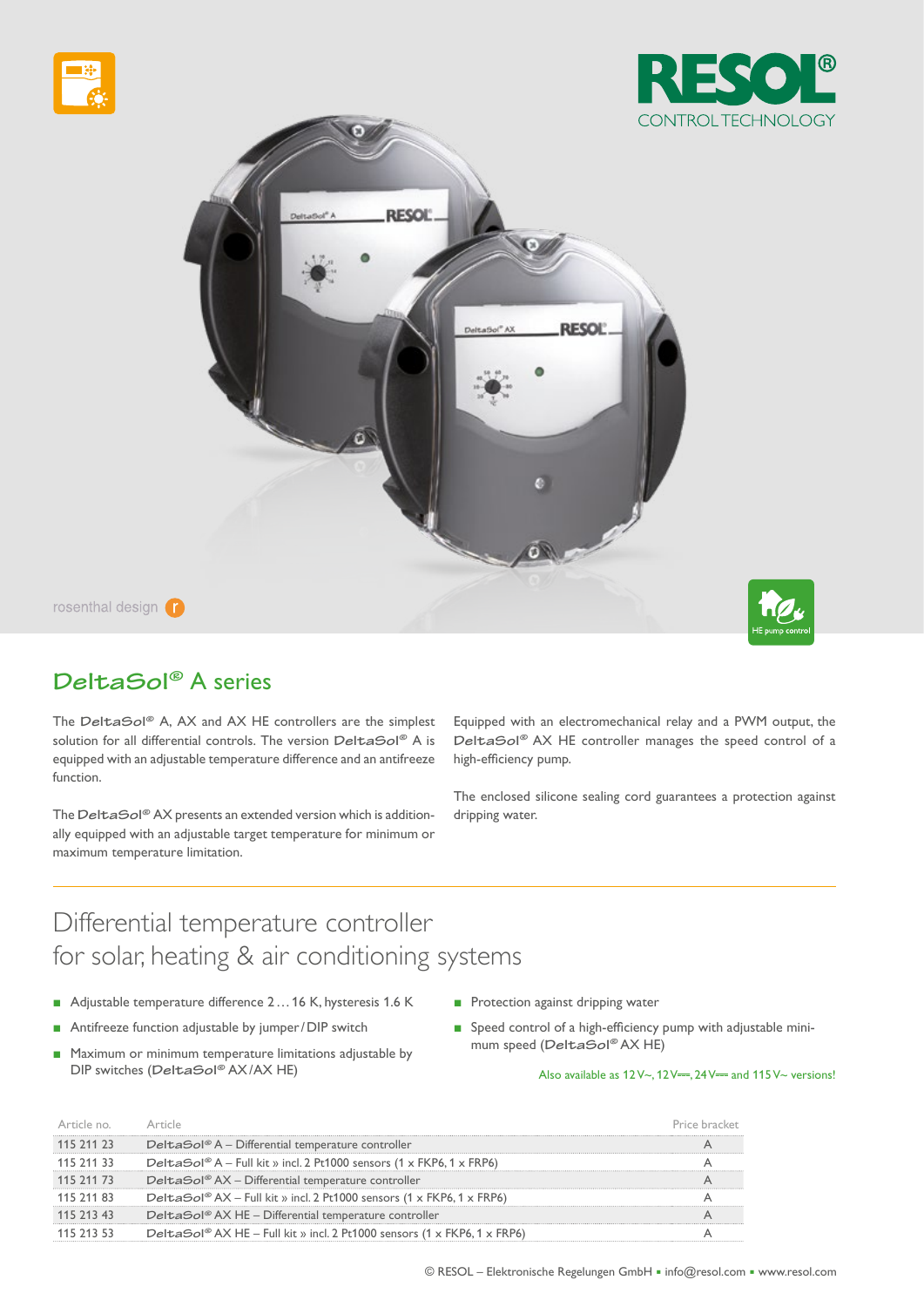RESOL®
CONTROL TECHNOLOGY

rosenthal design

HE pump control

## DeltaSol® A series

The DeltaSol® A, AX and AX HE controllers are the simplest solution for all differential controls. The version DeltaSol® A is equipped with an adjustable temperature difference and an antifreeze function.

The DeltaSol® AX presents an extended version which is additionally equipped with an adjustable target temperature for minimum or maximum temperature limitation.

Equipped with an electromechanical relay and a PWM output, the DeltaSol® AX HE controller manages the speed control of a high-efficiency pump.

The enclosed silicone sealing cord guarantees a protection against dripping water.

# Differential temperature controller for solar, heating & air conditioning systems

- Adjustable temperature difference 2 … 16 K, hysteresis 1.6 K
- Antifreeze function adjustable by jumper / DIP switch
- Maximum or minimum temperature limitations adjustable by DIP switches (DeltaSol® AX / AX HE)
- Protection against dripping water
- Speed control of a high-efficiency pump with adjustable minimum speed (DeltaSol® AX HE)

Also available as 12 V~, 12 V⎓, 24 V⎓ and 115 V~ versions!

| Article no. | Article | Price bracket |
|---|---|---|
| 115 211 23 | DeltaSol® A – Differential temperature controller | A |
| 115 211 33 | DeltaSol® A – Full kit » incl. 2 Pt1000 sensors (1 x FKP6, 1 x FRP6) | A |
| 115 211 73 | DeltaSol® AX – Differential temperature controller | A |
| 115 211 83 | DeltaSol® AX – Full kit » incl. 2 Pt1000 sensors (1 x FKP6, 1 x FRP6) | A |
| 115 213 43 | DeltaSol® AX HE – Differential temperature controller | A |
| 115 213 53 | DeltaSol® AX HE – Full kit » incl. 2 Pt1000 sensors (1 x FKP6, 1 x FRP6) | A |

© RESOL – Elektronische Regelungen GmbH ▪ info@resol.com ▪ www.resol.com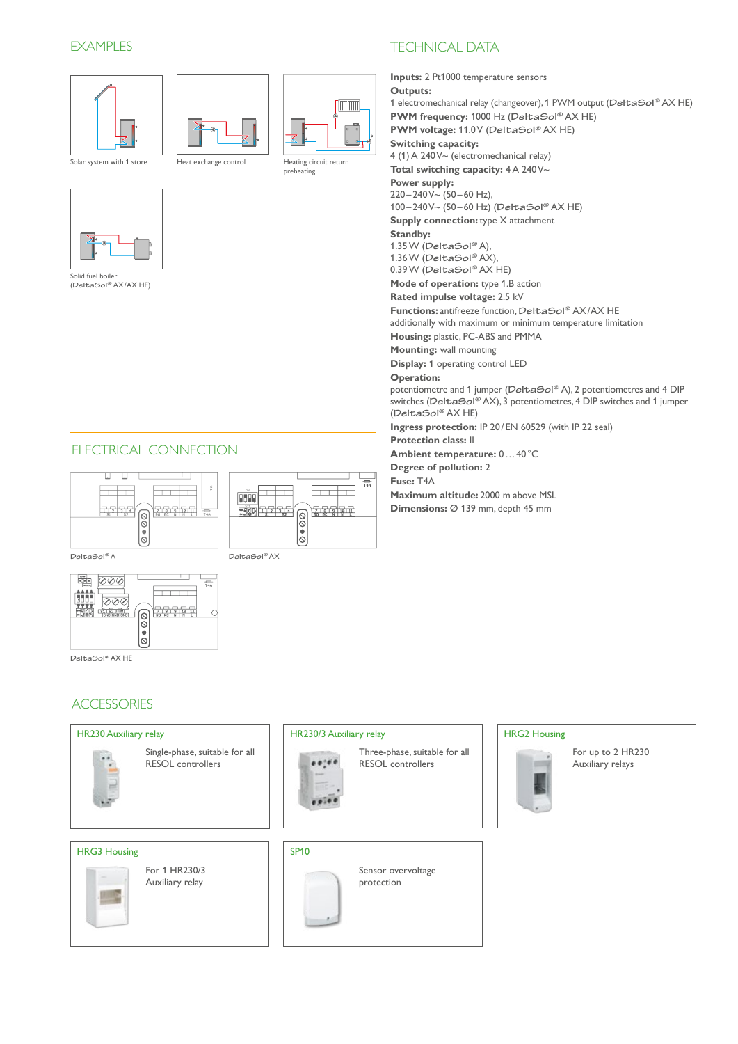## EXAMPLES

Solar system with 1 store

Heat exchange control

Heating circuit return preheating

Solid fuel boiler (DeltaSol® AX/AX HE)

## ELECTRICAL CONNECTION

DeltaSol® A

DeltaSol® AX

DeltaSol® AX HE

## TECHNICAL DATA

**Inputs:** 2 Pt1000 temperature sensors

**Outputs:**
1 electromechanical relay (changeover), 1 PWM output (DeltaSol® AX HE)

**PWM frequency:** 1000 Hz (DeltaSol® AX HE)

**PWM voltage:** 11.0 V (DeltaSol® AX HE)

**Switching capacity:**
4 (1) A 240 V~ (electromechanical relay)

**Total switching capacity:** 4 A 240 V~

**Power supply:**
220 – 240 V~ (50 – 60 Hz),
100 – 240 V~ (50 – 60 Hz) (DeltaSol® AX HE)

**Supply connection:** type X attachment

**Standby:**
1.35 W (DeltaSol® A),
1.36 W (DeltaSol® AX),
0.39 W (DeltaSol® AX HE)

**Mode of operation:** type 1.B action

**Rated impulse voltage:** 2.5 kV

**Functions:** antifreeze function, DeltaSol® AX/AX HE additionally with maximum or minimum temperature limitation

**Housing:** plastic, PC-ABS and PMMA

**Mounting:** wall mounting

**Display:** 1 operating control LED

**Operation:**
potentiometre and 1 jumper (DeltaSol® A), 2 potentiometres and 4 DIP switches (DeltaSol® AX), 3 potentiometres, 4 DIP switches and 1 jumper (DeltaSol® AX HE)

**Ingress protection:** IP 20 / EN 60529 (with IP 22 seal)

**Protection class:** II

**Ambient temperature:** 0 … 40 °C

**Degree of pollution:** 2

**Fuse:** T4A

**Maximum altitude:** 2000 m above MSL

**Dimensions:** ∅ 139 mm, depth 45 mm

## ACCESSORIES

**HR230 Auxiliary relay**

Single-phase, suitable for all RESOL controllers

**HR230/3 Auxiliary relay**

Three-phase, suitable for all RESOL controllers

**HRG2 Housing**

For up to 2 HR230 Auxiliary relays

**HRG3 Housing**

For 1 HR230/3 Auxiliary relay

**SP10**

Sensor overvoltage protection